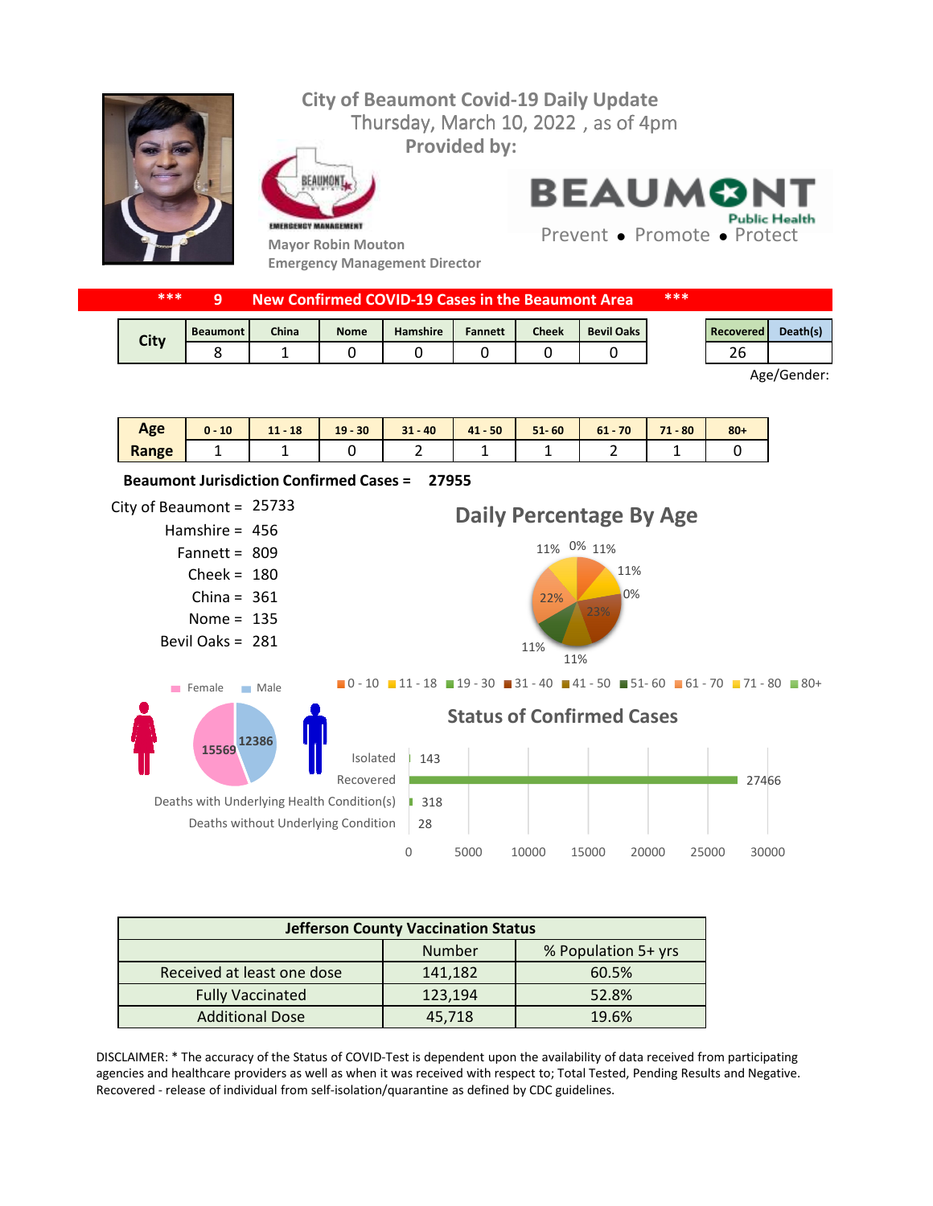# City of Beaumont Covid-19 Daily Update

Thursday, March 10, 2022 , as of 4pm

**Provided by:**

Mayor Robin Mouton
Emergency Management Director

BEAUMONT Public Health
Prevent • Promote • Protect

**\*\*\* 9 New Confirmed COVID-19 Cases in the Beaumont Area \*\*\***

| City | Beaumont | China | Nome | Hamshire | Fannett | Cheek | Bevil Oaks |
|---|---|---|---|---|---|---|---|
| | 8 | 1 | 0 | 0 | 0 | 0 | 0 |

| Recovered | Death(s) |
|---|---|
| 26 | |

Age/Gender:

| Age Range | 0 - 10 | 11 - 18 | 19 - 30 | 31 - 40 | 41 - 50 | 51- 60 | 61 - 70 | 71 - 80 | 80+ |
|---|---|---|---|---|---|---|---|---|---|
| | 1 | 1 | 0 | 2 | 1 | 1 | 2 | 1 | 0 |

**Beaumont Jurisdiction Confirmed Cases = 27955**

City of Beaumont = 25733
Hamshire = 456
Fannett = 809
Cheek = 180
China = 361
Nome = 135
Bevil Oaks = 281

## Daily Percentage By Age

0 - 10: 11%, 11 - 18: 11%, 19 - 30: 0%, 31 - 40: 23%, 41 - 50: 11%, 51- 60: 11%, 61 - 70: 22%, 71 - 80: 11%, 80+: 0%

Female: 15569
Male: 12386

## Status of Confirmed Cases

| Status | Number |
|---|---|
| Isolated | 143 |
| Recovered | 27466 |
| Deaths with Underlying Health Condition(s) | 318 |
| Deaths without Underlying Condition | 28 |

| Jefferson County Vaccination Status | | |
|---|---|---|
| | Number | % Population 5+ yrs |
| Received at least one dose | 141,182 | 60.5% |
| Fully Vaccinated | 123,194 | 52.8% |
| Additional Dose | 45,718 | 19.6% |

DISCLAIMER: * The accuracy of the Status of COVID-Test is dependent upon the availability of data received from participating agencies and healthcare providers as well as when it was received with respect to; Total Tested, Pending Results and Negative. Recovered - release of individual from self-isolation/quarantine as defined by CDC guidelines.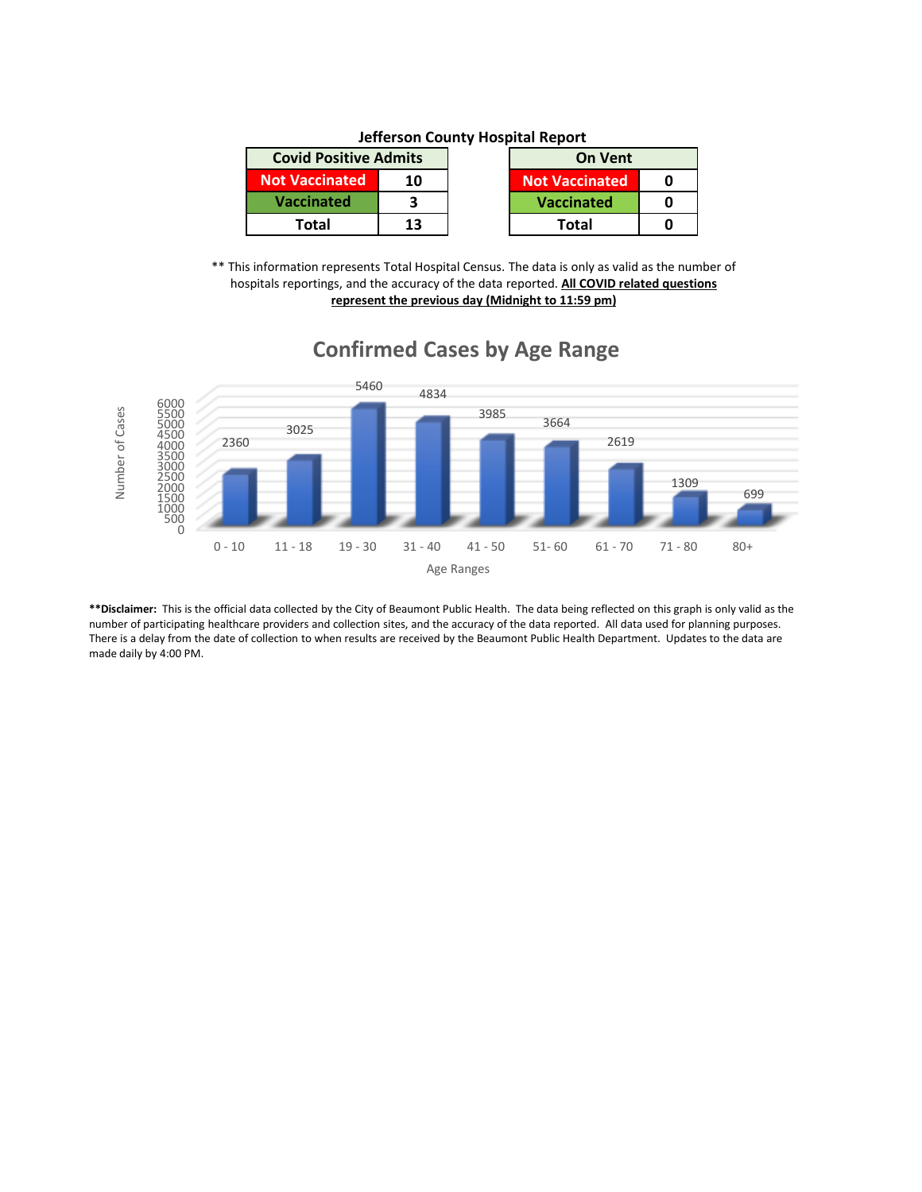**Jefferson County Hospital Report**

| Covid Positive Admits | |
|---|---|
| Not Vaccinated | 10 |
| Vaccinated | 3 |
| Total | 13 |

| On Vent | |
|---|---|
| Not Vaccinated | 0 |
| Vaccinated | 0 |
| Total | 0 |

** This information represents Total Hospital Census. The data is only as valid as the number of hospitals reportings, and the accuracy of the data reported. **All COVID related questions represent the previous day (Midnight to 11:59 pm)**

## Confirmed Cases by Age Range

Number of Cases

6000
5500
5000
4500
4000
3500
3000
2500
2000
1500
1000
500
0

2360
3025
5460
4834
3985
3664
2619
1309
699

0 - 10
11 - 18
19 - 30
31 - 40
41 - 50
51- 60
61 - 70
71 - 80
80+

Age Ranges

****Disclaimer:** This is the official data collected by the City of Beaumont Public Health. The data being reflected on this graph is only valid as the number of participating healthcare providers and collection sites, and the accuracy of the data reported. All data used for planning purposes. There is a delay from the date of collection to when results are received by the Beaumont Public Health Department. Updates to the data are made daily by 4:00 PM.